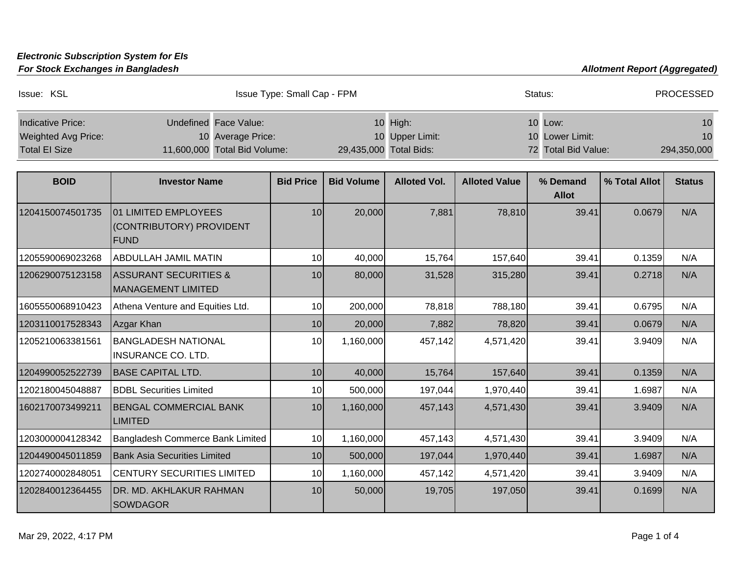***Electronic Subscription System for EIs***
***For Stock Exchanges in Bangladesh***

***Allotment Report (Aggregated)***

| Issue: KSL | | Issue Type: Small Cap - FPM | | Status: | | | PROCESSED |
|---|---|---|---|---|---|---|---|
| Indicative Price: | Undefined | Face Value: | 10 | High: | 10 | Low: | 10 |
| Weighted Avg Price: | 10 | Average Price: | 10 | Upper Limit: | 10 | Lower Limit: | 10 |
| Total EI Size | 11,600,000 | Total Bid Volume: | 29,435,000 | Total Bids: | 72 | Total Bid Value: | 294,350,000 |

| BOID | Investor Name | Bid Price | Bid Volume | Alloted Vol. | Alloted Value | % Demand Allot | % Total Allot | Status |
|---|---|---|---|---|---|---|---|---|
| 1204150074501735 | 01 LIMITED EMPLOYEES (CONTRIBUTORY) PROVIDENT FUND | 10 | 20,000 | 7,881 | 78,810 | 39.41 | 0.0679 | N/A |
| 1205590069023268 | ABDULLAH JAMIL MATIN | 10 | 40,000 | 15,764 | 157,640 | 39.41 | 0.1359 | N/A |
| 1206290075123158 | ASSURANT SECURITIES & MANAGEMENT LIMITED | 10 | 80,000 | 31,528 | 315,280 | 39.41 | 0.2718 | N/A |
| 1605550068910423 | Athena Venture and Equities Ltd. | 10 | 200,000 | 78,818 | 788,180 | 39.41 | 0.6795 | N/A |
| 1203110017528343 | Azgar Khan | 10 | 20,000 | 7,882 | 78,820 | 39.41 | 0.0679 | N/A |
| 1205210063381561 | BANGLADESH NATIONAL INSURANCE CO. LTD. | 10 | 1,160,000 | 457,142 | 4,571,420 | 39.41 | 3.9409 | N/A |
| 1204990052522739 | BASE CAPITAL LTD. | 10 | 40,000 | 15,764 | 157,640 | 39.41 | 0.1359 | N/A |
| 1202180045048887 | BDBL Securities Limited | 10 | 500,000 | 197,044 | 1,970,440 | 39.41 | 1.6987 | N/A |
| 1602170073499211 | BENGAL COMMERCIAL BANK LIMITED | 10 | 1,160,000 | 457,143 | 4,571,430 | 39.41 | 3.9409 | N/A |
| 1203000004128342 | Bangladesh Commerce Bank Limited | 10 | 1,160,000 | 457,143 | 4,571,430 | 39.41 | 3.9409 | N/A |
| 1204490045011859 | Bank Asia Securities Limited | 10 | 500,000 | 197,044 | 1,970,440 | 39.41 | 1.6987 | N/A |
| 1202740002848051 | CENTURY SECURITIES LIMITED | 10 | 1,160,000 | 457,142 | 4,571,420 | 39.41 | 3.9409 | N/A |
| 1202840012364455 | DR. MD. AKHLAKUR RAHMAN SOWDAGOR | 10 | 50,000 | 19,705 | 197,050 | 39.41 | 0.1699 | N/A |

Mar 29, 2022, 4:17 PM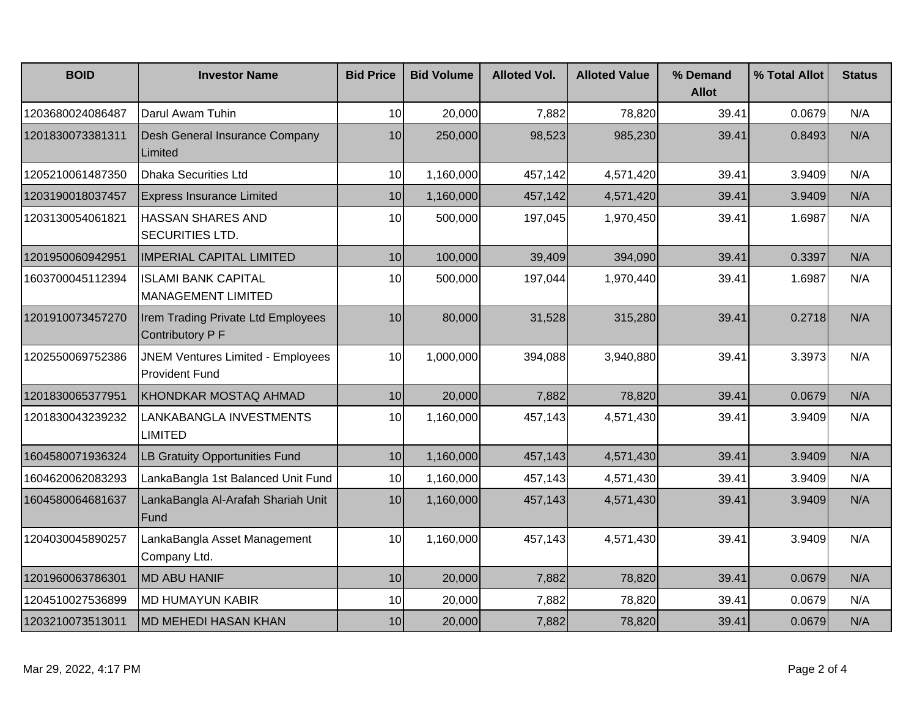| BOID | Investor Name | Bid Price | Bid Volume | Alloted Vol. | Alloted Value | % Demand Allot | % Total Allot | Status |
|---|---|---|---|---|---|---|---|---|
| 1203680024086487 | Darul Awam Tuhin | 10 | 20,000 | 7,882 | 78,820 | 39.41 | 0.0679 | N/A |
| 1201830073381311 | Desh General Insurance Company Limited | 10 | 250,000 | 98,523 | 985,230 | 39.41 | 0.8493 | N/A |
| 1205210061487350 | Dhaka Securities Ltd | 10 | 1,160,000 | 457,142 | 4,571,420 | 39.41 | 3.9409 | N/A |
| 1203190018037457 | Express Insurance Limited | 10 | 1,160,000 | 457,142 | 4,571,420 | 39.41 | 3.9409 | N/A |
| 1203130054061821 | HASSAN SHARES AND SECURITIES LTD. | 10 | 500,000 | 197,045 | 1,970,450 | 39.41 | 1.6987 | N/A |
| 1201950060942951 | IMPERIAL CAPITAL LIMITED | 10 | 100,000 | 39,409 | 394,090 | 39.41 | 0.3397 | N/A |
| 1603700045112394 | ISLAMI BANK CAPITAL MANAGEMENT LIMITED | 10 | 500,000 | 197,044 | 1,970,440 | 39.41 | 1.6987 | N/A |
| 1201910073457270 | Irem Trading Private Ltd Employees Contributory P F | 10 | 80,000 | 31,528 | 315,280 | 39.41 | 0.2718 | N/A |
| 1202550069752386 | JNEM Ventures Limited - Employees Provident Fund | 10 | 1,000,000 | 394,088 | 3,940,880 | 39.41 | 3.3973 | N/A |
| 1201830065377951 | KHONDKAR MOSTAQ AHMAD | 10 | 20,000 | 7,882 | 78,820 | 39.41 | 0.0679 | N/A |
| 1201830043239232 | LANKABANGLA INVESTMENTS LIMITED | 10 | 1,160,000 | 457,143 | 4,571,430 | 39.41 | 3.9409 | N/A |
| 1604580071936324 | LB Gratuity Opportunities Fund | 10 | 1,160,000 | 457,143 | 4,571,430 | 39.41 | 3.9409 | N/A |
| 1604620062083293 | LankaBangla 1st Balanced Unit Fund | 10 | 1,160,000 | 457,143 | 4,571,430 | 39.41 | 3.9409 | N/A |
| 1604580064681637 | LankaBangla Al-Arafah Shariah Unit Fund | 10 | 1,160,000 | 457,143 | 4,571,430 | 39.41 | 3.9409 | N/A |
| 1204030045890257 | LankaBangla Asset Management Company Ltd. | 10 | 1,160,000 | 457,143 | 4,571,430 | 39.41 | 3.9409 | N/A |
| 1201960063786301 | MD ABU HANIF | 10 | 20,000 | 7,882 | 78,820 | 39.41 | 0.0679 | N/A |
| 1204510027536899 | MD HUMAYUN KABIR | 10 | 20,000 | 7,882 | 78,820 | 39.41 | 0.0679 | N/A |
| 1203210073513011 | MD MEHEDI HASAN KHAN | 10 | 20,000 | 7,882 | 78,820 | 39.41 | 0.0679 | N/A |

Mar 29, 2022, 4:17 PM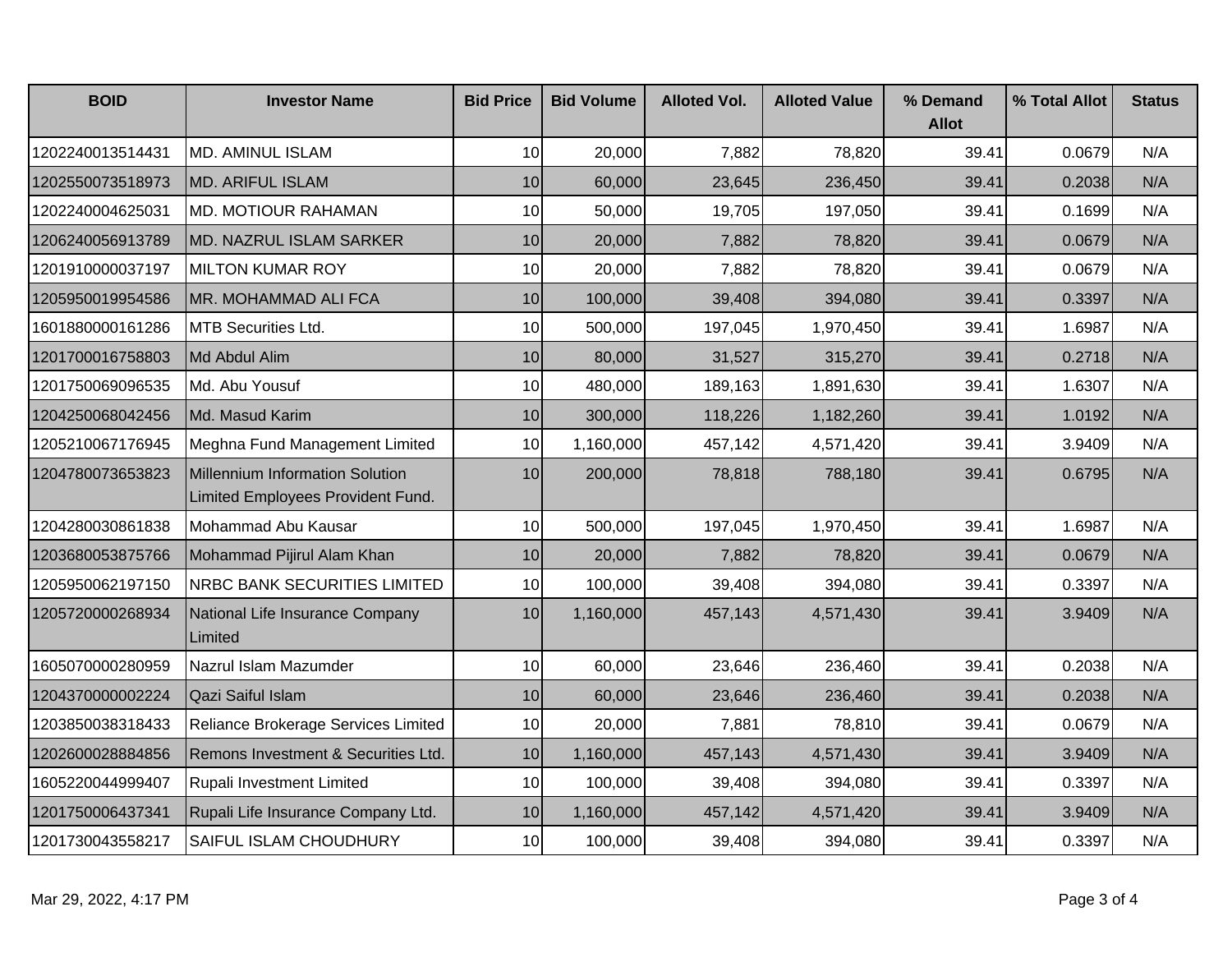| BOID | Investor Name | Bid Price | Bid Volume | Alloted Vol. | Alloted Value | % Demand Allot | % Total Allot | Status |
|---|---|---|---|---|---|---|---|---|
| 1202240013514431 | MD. AMINUL ISLAM | 10 | 20,000 | 7,882 | 78,820 | 39.41 | 0.0679 | N/A |
| 1202550073518973 | MD. ARIFUL ISLAM | 10 | 60,000 | 23,645 | 236,450 | 39.41 | 0.2038 | N/A |
| 1202240004625031 | MD. MOTIOUR RAHAMAN | 10 | 50,000 | 19,705 | 197,050 | 39.41 | 0.1699 | N/A |
| 1206240056913789 | MD. NAZRUL ISLAM SARKER | 10 | 20,000 | 7,882 | 78,820 | 39.41 | 0.0679 | N/A |
| 1201910000037197 | MILTON KUMAR ROY | 10 | 20,000 | 7,882 | 78,820 | 39.41 | 0.0679 | N/A |
| 1205950019954586 | MR. MOHAMMAD ALI FCA | 10 | 100,000 | 39,408 | 394,080 | 39.41 | 0.3397 | N/A |
| 1601880000161286 | MTB Securities Ltd. | 10 | 500,000 | 197,045 | 1,970,450 | 39.41 | 1.6987 | N/A |
| 1201700016758803 | Md Abdul Alim | 10 | 80,000 | 31,527 | 315,270 | 39.41 | 0.2718 | N/A |
| 1201750069096535 | Md. Abu Yousuf | 10 | 480,000 | 189,163 | 1,891,630 | 39.41 | 1.6307 | N/A |
| 1204250068042456 | Md. Masud Karim | 10 | 300,000 | 118,226 | 1,182,260 | 39.41 | 1.0192 | N/A |
| 1205210067176945 | Meghna Fund Management Limited | 10 | 1,160,000 | 457,142 | 4,571,420 | 39.41 | 3.9409 | N/A |
| 1204780073653823 | Millennium Information Solution Limited Employees Provident Fund. | 10 | 200,000 | 78,818 | 788,180 | 39.41 | 0.6795 | N/A |
| 1204280030861838 | Mohammad Abu Kausar | 10 | 500,000 | 197,045 | 1,970,450 | 39.41 | 1.6987 | N/A |
| 1203680053875766 | Mohammad Pijirul Alam Khan | 10 | 20,000 | 7,882 | 78,820 | 39.41 | 0.0679 | N/A |
| 1205950062197150 | NRBC BANK SECURITIES LIMITED | 10 | 100,000 | 39,408 | 394,080 | 39.41 | 0.3397 | N/A |
| 1205720000268934 | National Life Insurance Company Limited | 10 | 1,160,000 | 457,143 | 4,571,430 | 39.41 | 3.9409 | N/A |
| 1605070000280959 | Nazrul Islam Mazumder | 10 | 60,000 | 23,646 | 236,460 | 39.41 | 0.2038 | N/A |
| 1204370000002224 | Qazi Saiful Islam | 10 | 60,000 | 23,646 | 236,460 | 39.41 | 0.2038 | N/A |
| 1203850038318433 | Reliance Brokerage Services Limited | 10 | 20,000 | 7,881 | 78,810 | 39.41 | 0.0679 | N/A |
| 1202600028884856 | Remons Investment & Securities Ltd. | 10 | 1,160,000 | 457,143 | 4,571,430 | 39.41 | 3.9409 | N/A |
| 1605220044999407 | Rupali Investment Limited | 10 | 100,000 | 39,408 | 394,080 | 39.41 | 0.3397 | N/A |
| 1201750006437341 | Rupali Life Insurance Company Ltd. | 10 | 1,160,000 | 457,142 | 4,571,420 | 39.41 | 3.9409 | N/A |
| 1201730043558217 | SAIFUL ISLAM CHOUDHURY | 10 | 100,000 | 39,408 | 394,080 | 39.41 | 0.3397 | N/A |

Mar 29, 2022, 4:17 PM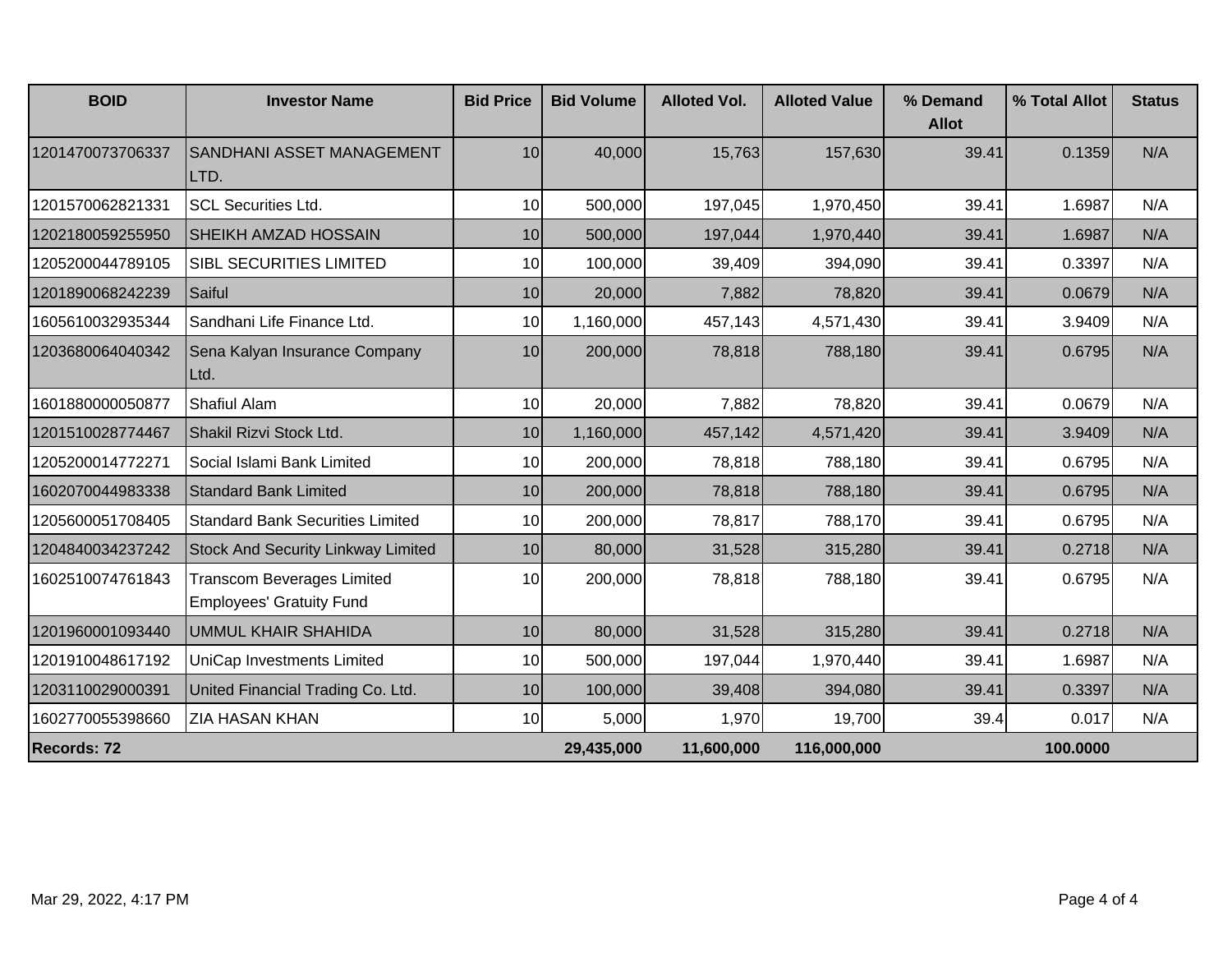| BOID | Investor Name | Bid Price | Bid Volume | Alloted Vol. | Alloted Value | % Demand Allot | % Total Allot | Status |
|---|---|---|---|---|---|---|---|---|
| 1201470073706337 | SANDHANI ASSET MANAGEMENT LTD. | 10 | 40,000 | 15,763 | 157,630 | 39.41 | 0.1359 | N/A |
| 1201570062821331 | SCL Securities Ltd. | 10 | 500,000 | 197,045 | 1,970,450 | 39.41 | 1.6987 | N/A |
| 1202180059255950 | SHEIKH AMZAD HOSSAIN | 10 | 500,000 | 197,044 | 1,970,440 | 39.41 | 1.6987 | N/A |
| 1205200044789105 | SIBL SECURITIES LIMITED | 10 | 100,000 | 39,409 | 394,090 | 39.41 | 0.3397 | N/A |
| 1201890068242239 | Saiful | 10 | 20,000 | 7,882 | 78,820 | 39.41 | 0.0679 | N/A |
| 1605610032935344 | Sandhani Life Finance Ltd. | 10 | 1,160,000 | 457,143 | 4,571,430 | 39.41 | 3.9409 | N/A |
| 1203680064040342 | Sena Kalyan Insurance Company Ltd. | 10 | 200,000 | 78,818 | 788,180 | 39.41 | 0.6795 | N/A |
| 1601880000050877 | Shafiul Alam | 10 | 20,000 | 7,882 | 78,820 | 39.41 | 0.0679 | N/A |
| 1201510028774467 | Shakil Rizvi Stock Ltd. | 10 | 1,160,000 | 457,142 | 4,571,420 | 39.41 | 3.9409 | N/A |
| 1205200014772271 | Social Islami Bank Limited | 10 | 200,000 | 78,818 | 788,180 | 39.41 | 0.6795 | N/A |
| 1602070044983338 | Standard Bank Limited | 10 | 200,000 | 78,818 | 788,180 | 39.41 | 0.6795 | N/A |
| 1205600051708405 | Standard Bank Securities Limited | 10 | 200,000 | 78,817 | 788,170 | 39.41 | 0.6795 | N/A |
| 1204840034237242 | Stock And Security Linkway Limited | 10 | 80,000 | 31,528 | 315,280 | 39.41 | 0.2718 | N/A |
| 1602510074761843 | Transcom Beverages Limited Employees' Gratuity Fund | 10 | 200,000 | 78,818 | 788,180 | 39.41 | 0.6795 | N/A |
| 1201960001093440 | UMMUL KHAIR SHAHIDA | 10 | 80,000 | 31,528 | 315,280 | 39.41 | 0.2718 | N/A |
| 1201910048617192 | UniCap Investments Limited | 10 | 500,000 | 197,044 | 1,970,440 | 39.41 | 1.6987 | N/A |
| 1203110029000391 | United Financial Trading Co. Ltd. | 10 | 100,000 | 39,408 | 394,080 | 39.41 | 0.3397 | N/A |
| 1602770055398660 | ZIA HASAN KHAN | 10 | 5,000 | 1,970 | 19,700 | 39.4 | 0.017 | N/A |
| **Records: 72** | | | **29,435,000** | **11,600,000** | **116,000,000** | | **100.0000** | |

Mar 29, 2022, 4:17 PM